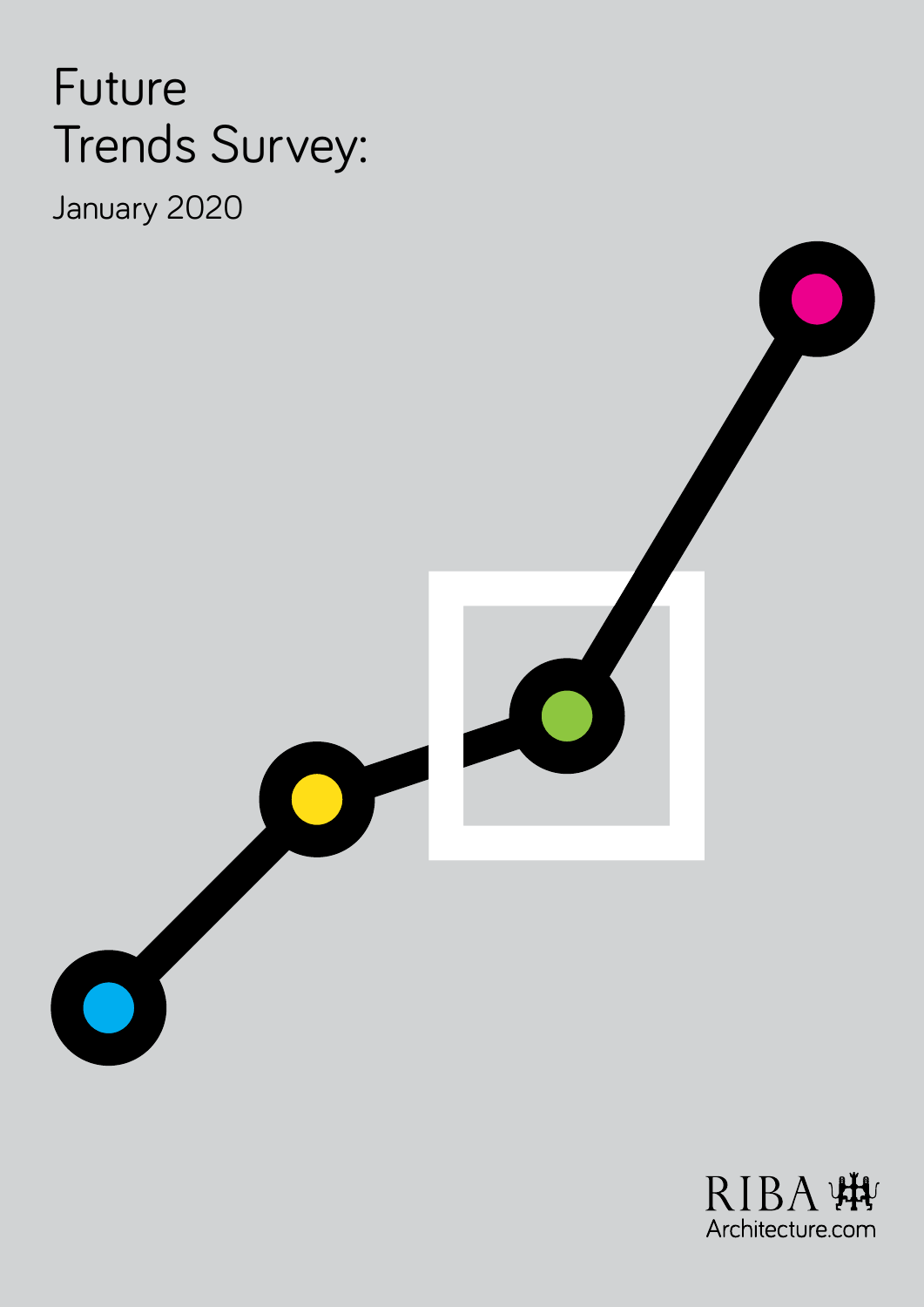# Future Trends Survey:

January 2020

RIBA
Architecture.com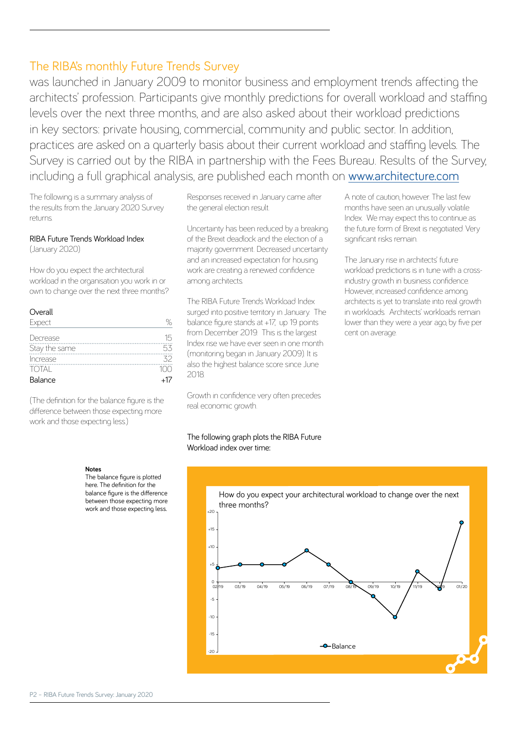## The RIBA's monthly Future Trends Survey

was launched in January 2009 to monitor business and employment trends affecting the architects' profession. Participants give monthly predictions for overall workload and staffing levels over the next three months, and are also asked about their workload predictions in key sectors: private housing, commercial, community and public sector. In addition, practices are asked on a quarterly basis about their current workload and staffing levels. The Survey is carried out by the RIBA in partnership with the Fees Bureau. Results of the Survey, including a full graphical analysis, are published each month on www.architecture.com

The following is a summary analysis of the results from the January 2020 Survey returns.

### RIBA Future Trends Workload Index

(January 2020)

How do you expect the architectural workload in the organisation you work in or own to change over the next three months?

**Overall**

| Expect | % |
|---|---|
| Decrease | 15 |
| Stay the same | 53 |
| Increase | 32 |
| TOTAL | 100 |
| Balance | +17 |

(The definition for the balance figure is the difference between those expecting more work and those expecting less.)

Responses received in January came after the general election result.

Uncertainty has been reduced by a breaking of the Brexit deadlock and the election of a majority government. Decreased uncertainty and an increased expectation for housing work are creating a renewed confidence among architects.

The RIBA Future Trends Workload Index surged into positive territory in January. The balance figure stands at +17, up 19 points from December 2019. This is the largest Index rise we have ever seen in one month (monitoring began in January 2009). It is also the highest balance score since June 2018.

Growth in confidence very often precedes real economic growth.

The following graph plots the RIBA Future Workload index over time:

**Notes**
The balance figure is plotted here. The definition for the balance figure is the difference between those expecting more work and those expecting less.

How do you expect your architectural workload to change over the next three months?

| Month | Balance |
|---|---|
| 02/19 | +4 |
| 03/19 | +5 |
| 04/19 | +5 |
| 05/19 | +5 |
| 06/19 | +9 |
| 07/19 | +5 |
| 08/19 | 0 |
| 09/19 | -4 |
| 10/19 | -10 |
| 11/19 | +3 |
| 12/19 | -2 |
| 01/20 | +17 |

A note of caution, however. The last few months have seen an unusually volatile Index. We may expect this to continue as the future form of Brexit is negotiated. Very significant risks remain.

The January rise in architects' future workload predictions is in tune with a cross-industry growth in business confidence. However, increased confidence among architects is yet to translate into real growth in workloads. Architects' workloads remain lower than they were a year ago, by five per cent on average.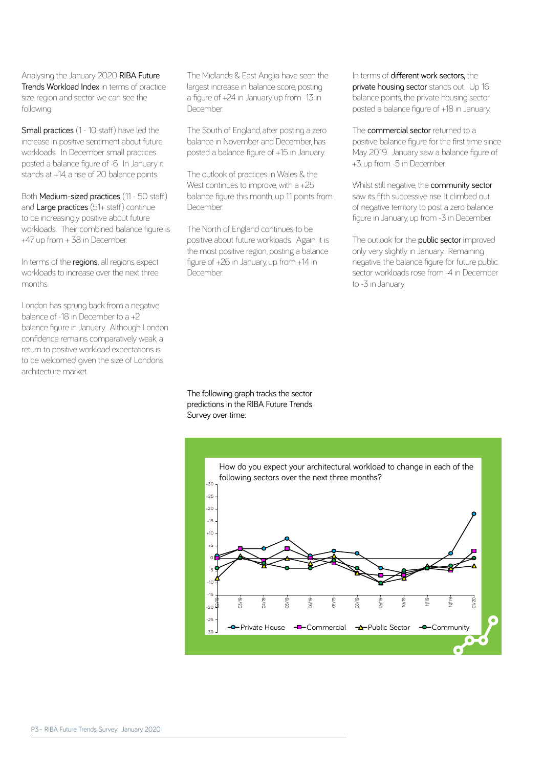Analysing the January 2020 **RIBA Future Trends Workload Index** in terms of practice size, region and sector we can see the following:

**Small practices** (1 - 10 staff) have led the increase in positive sentiment about future workloads. In December small practices posted a balance figure of -6. In January it stands at +14, a rise of 20 balance points.

Both **Medium-sized practices** (11 - 50 staff) and **Large practices** (51+ staff) continue to be increasingly positive about future workloads. Their combined balance figure is +47, up from + 38 in December.

In terms of the **regions,** all regions expect workloads to increase over the next three months.

London has sprung back from a negative balance of -18 in December to a +2 balance figure in January. Although London confidence remains comparatively weak, a return to positive workload expectations is to be welcomed, given the size of London's architecture market.

The Midlands & East Anglia have seen the largest increase in balance score, posting a figure of +24 in January, up from -13 in December.

The South of England, after posting a zero balance in November and December, has posted a balance figure of +15 in January.

The outlook of practices in Wales & the West continues to improve, with a +25 balance figure this month, up 11 points from December.

The North of England continues to be positive about future workloads. Again, it is the most positive region, posting a balance figure of +26 in January, up from +14 in December.

In terms of **different work sectors,** the **private housing sector** stands out. Up 16 balance points, the private housing sector posted a balance figure of +18 in January.

The **commercial sector** returned to a positive balance figure for the first time since May 2019. January saw a balance figure of +3, up from -5 in December.

Whilst still negative, the **community sector** saw its fifth successive rise. It climbed out of negative territory to post a zero balance figure in January, up from -3 in December.

The outlook for the **public sector** improved only very slightly in January. Remaining negative, the balance figure for future public sector workloads rose from -4 in December to -3 in January.

The following graph tracks the sector predictions in the RIBA Future Trends Survey over time:

How do you expect your architectural workload to change in each of the following sectors over the next three months?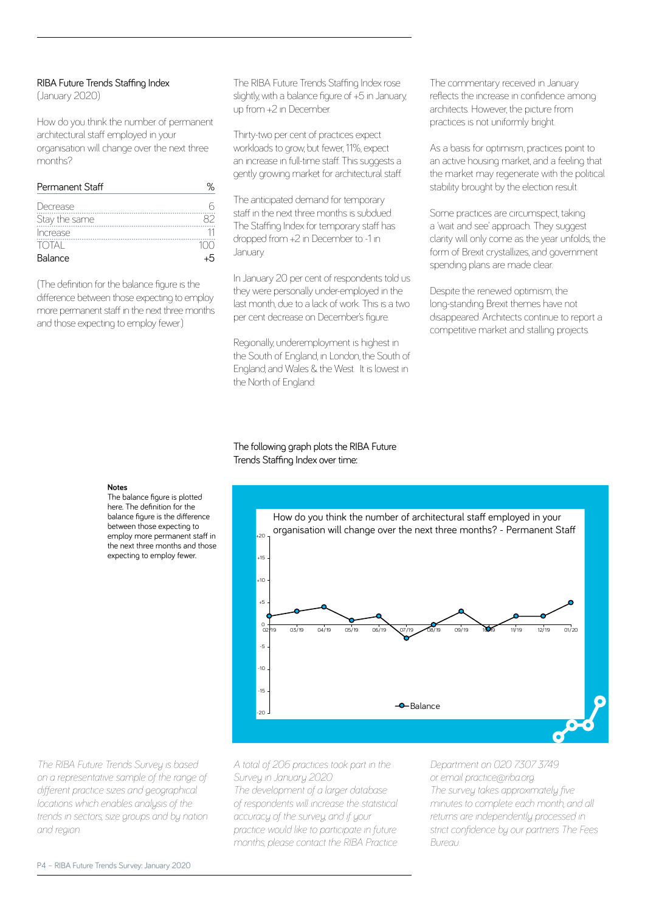## RIBA Future Trends Staffing Index

(January 2020)

How do you think the number of permanent architectural staff employed in your organisation will change over the next three months?

| Permanent Staff | % |
|---|---|
| Decrease | 6 |
| Stay the same | 82 |
| Increase | 11 |
| TOTAL | 100 |
| Balance | +5 |

(The definition for the balance figure is the difference between those expecting to employ more permanent staff in the next three months and those expecting to employ fewer.)

The RIBA Future Trends Staffing Index rose slightly, with a balance figure of +5 in January, up from +2 in December.

Thirty-two per cent of practices expect workloads to grow, but fewer, 11%, expect an increase in full-time staff. This suggests a gently growing market for architectural staff.

The anticipated demand for temporary staff in the next three months is subdued. The Staffing Index for temporary staff has dropped from +2 in December to -1 in January.

In January 20 per cent of respondents told us they were personally under-employed in the last month, due to a lack of work. This is a two per cent decrease on December's figure.

Regionally, underemployment is highest in the South of England, in London, the South of England, and Wales & the West. It is lowest in the North of England.

The commentary received in January reflects the increase in confidence among architects. However, the picture from practices is not uniformly bright.

As a basis for optimism, practices point to an active housing market, and a feeling that the market may regenerate with the political stability brought by the election result.

Some practices are circumspect, taking a 'wait and see' approach. They suggest clarity will only come as the year unfolds, the form of Brexit crystallizes, and government spending plans are made clear.

Despite the renewed optimism, the long-standing Brexit themes have not disappeared. Architects continue to report a competitive market and stalling projects.

The following graph plots the RIBA Future Trends Staffing Index over time:

**Notes**
The balance figure is plotted here. The definition for the balance figure is the difference between those expecting to employ more permanent staff in the next three months and those expecting to employ fewer.

How do you think the number of architectural staff employed in your organisation will change over the next three months? - Permanent Staff

+20
+15
+10
+5
0
-5
-10
-15
-20

02/19 03/19 04/19 05/19 06/19 07/19 08/19 09/19 10/19 11/19 12/19 01/20

Balance

*The RIBA Future Trends Survey is based on a representative sample of the range of different practice sizes and geographical locations which enables analysis of the trends in sectors, size groups and by nation and region.*

*A total of 206 practices took part in the Survey in January 2020.*
*The development of a larger database of respondents will increase the statistical accuracy of the survey, and if your practice would like to participate in future months, please contact the RIBA Practice Department on 020 7307 3749 or email practice@riba.org.*
*The survey takes approximately five minutes to complete each month, and all returns are independently processed in strict confidence by our partners The Fees Bureau.*